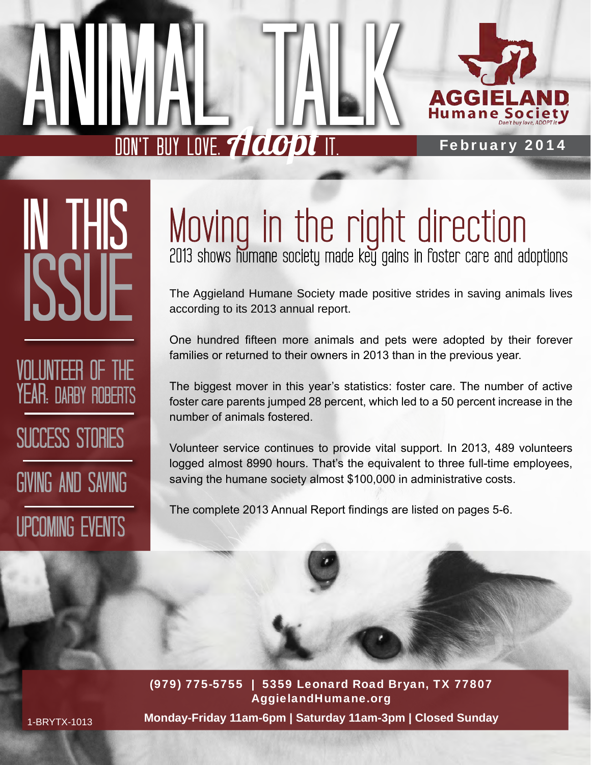# ANIMAL TALK

DON'T BUY LOVE. *Adopt* IT.

AGGIELAND Humane Society — Don't buy love, ADOPT it

**February 2014**

## IN THIS ISSUE

- VOLUNTEER OF THE YEAR: DARBY ROBERTS
- SUCCESS STORIES
- GIVING AND SAVING
- UPCOMING EVENTS

# Moving in the right direction

### 2013 shows humane society made key gains in foster care and adoptions

The Aggieland Humane Society made positive strides in saving animals lives according to its 2013 annual report.

One hundred fifteen more animals and pets were adopted by their forever families or returned to their owners in 2013 than in the previous year.

The biggest mover in this year's statistics: foster care. The number of active foster care parents jumped 28 percent, which led to a 50 percent increase in the number of animals fostered.

Volunteer service continues to provide vital support. In 2013, 489 volunteers logged almost 8990 hours. That's the equivalent to three full-time employees, saving the humane society almost $100,000 in administrative costs.

The complete 2013 Annual Report findings are listed on pages 5-6.

**(979) 775-5755 | 5359 Leonard Road Bryan, TX 77807**
**AggielandHumane.org**
**Monday-Friday 11am-6pm | Saturday 11am-3pm | Closed Sunday**

1-BRYTX-1013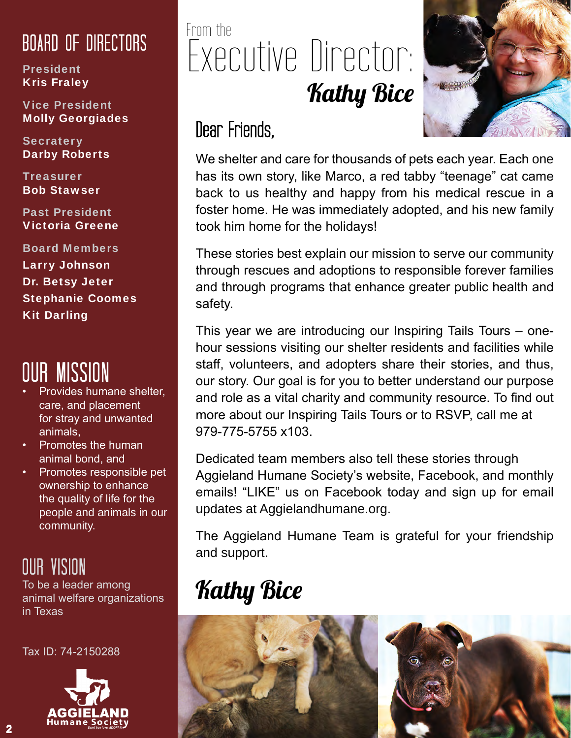## BOARD OF DIRECTORS

**President**
**Kris Fraley**

**Vice President**
**Molly Georgiades**

**Secratery**
**Darby Roberts**

**Treasurer**
**Bob Stawser**

**Past President**
**Victoria Greene**

**Board Members**
**Larry Johnson**
**Dr. Betsy Jeter**
**Stephanie Coomes**
**Kit Darling**

## OUR MISSION

- Provides humane shelter, care, and placement for stray and unwanted animals,
- Promotes the human animal bond, and
- Promotes responsible pet ownership to enhance the quality of life for the people and animals in our community.

## OUR VISION

To be a leader among animal welfare organizations in Texas

Tax ID: 74-2150288

AGGIELAND Humane Society
Don't buy love. ADOPT it

From the

# Executive Director: *Kathy Bice*

## Dear Friends,

We shelter and care for thousands of pets each year. Each one has its own story, like Marco, a red tabby "teenage" cat came back to us healthy and happy from his medical rescue in a foster home. He was immediately adopted, and his new family took him home for the holidays!

These stories best explain our mission to serve our community through rescues and adoptions to responsible forever families and through programs that enhance greater public health and safety.

This year we are introducing our Inspiring Tails Tours – one-hour sessions visiting our shelter residents and facilities while staff, volunteers, and adopters share their stories, and thus, our story. Our goal is for you to better understand our purpose and role as a vital charity and community resource. To find out more about our Inspiring Tails Tours or to RSVP, call me at 979-775-5755 x103.

Dedicated team members also tell these stories through Aggieland Humane Society's website, Facebook, and monthly emails! "LIKE" us on Facebook today and sign up for email updates at Aggielandhumane.org.

The Aggieland Humane Team is grateful for your friendship and support.

*Kathy Bice*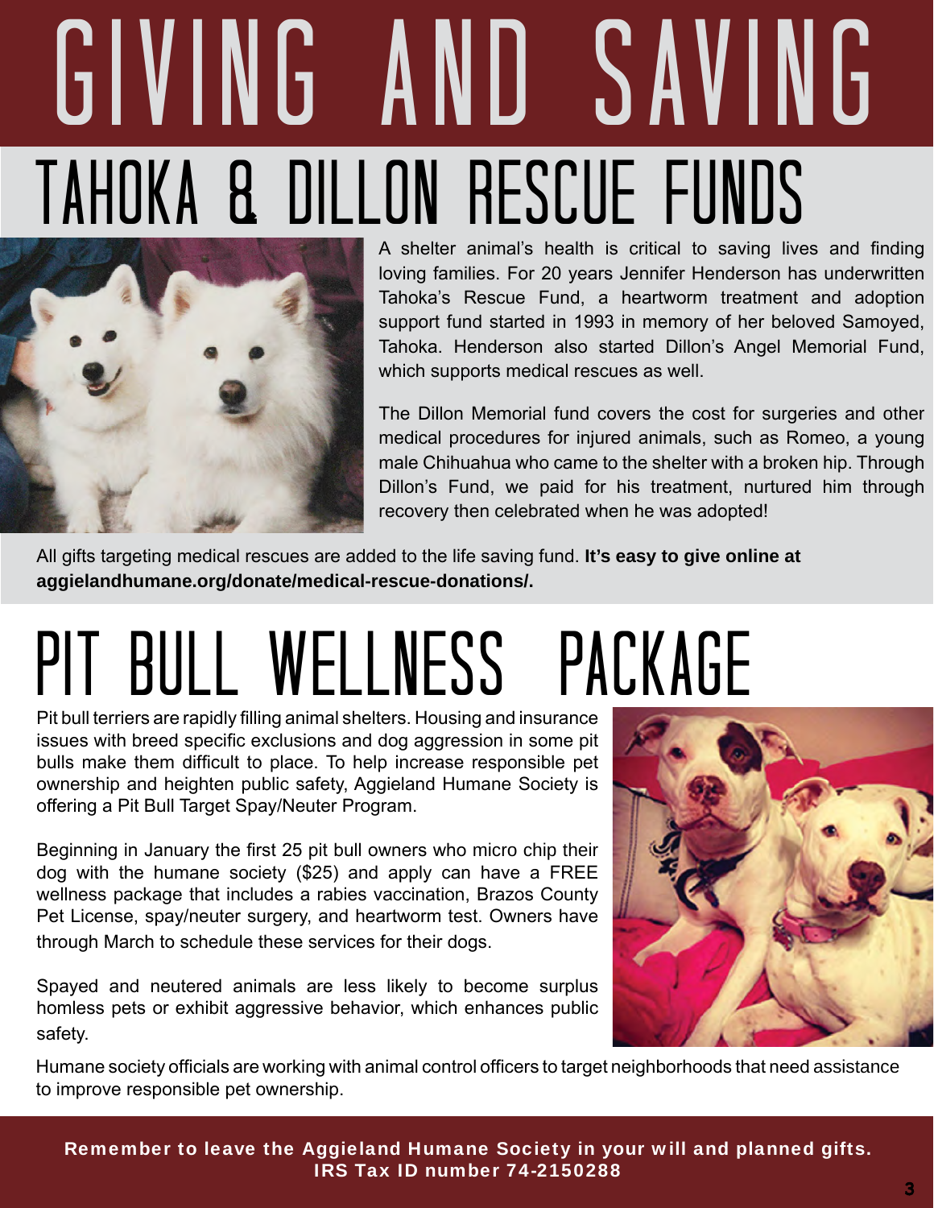# GIVING AND SAVING

## TAHOKA & DILLON RESCUE FUNDS

A shelter animal's health is critical to saving lives and finding loving families. For 20 years Jennifer Henderson has underwritten Tahoka's Rescue Fund, a heartworm treatment and adoption support fund started in 1993 in memory of her beloved Samoyed, Tahoka. Henderson also started Dillon's Angel Memorial Fund, which supports medical rescues as well.

The Dillon Memorial fund covers the cost for surgeries and other medical procedures for injured animals, such as Romeo, a young male Chihuahua who came to the shelter with a broken hip. Through Dillon's Fund, we paid for his treatment, nurtured him through recovery then celebrated when he was adopted!

All gifts targeting medical rescues are added to the life saving fund. **It's easy to give online at aggielandhumane.org/donate/medical-rescue-donations/.**

## PIT BULL WELLNESS PACKAGE

Pit bull terriers are rapidly filling animal shelters. Housing and insurance issues with breed specific exclusions and dog aggression in some pit bulls make them difficult to place. To help increase responsible pet ownership and heighten public safety, Aggieland Humane Society is offering a Pit Bull Target Spay/Neuter Program.

Beginning in January the first 25 pit bull owners who micro chip their dog with the humane society ($25) and apply can have a FREE wellness package that includes a rabies vaccination, Brazos County Pet License, spay/neuter surgery, and heartworm test. Owners have through March to schedule these services for their dogs.

Spayed and neutered animals are less likely to become surplus homless pets or exhibit aggressive behavior, which enhances public safety.

Humane society officials are working with animal control officers to target neighborhoods that need assistance to improve responsible pet ownership.

**Remember to leave the Aggieland Humane Society in your will and planned gifts.**
**IRS Tax ID number 74-2150288**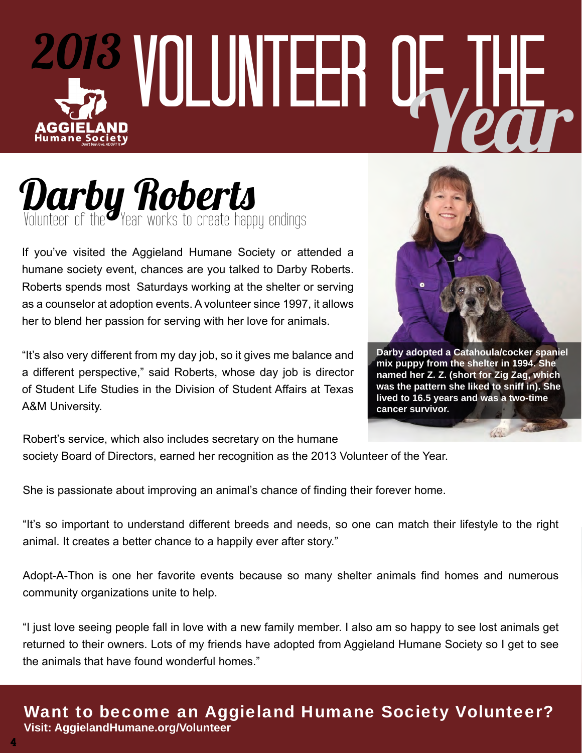# 2013 Volunteer of the Year

AGGIELAND Humane Society

Don't buy love. ADOPT it

## Darby Roberts

### Volunteer of the Year works to create happy endings

If you've visited the Aggieland Humane Society or attended a humane society event, chances are you talked to Darby Roberts. Roberts spends most Saturdays working at the shelter or serving as a counselor at adoption events. A volunteer since 1997, it allows her to blend her passion for serving with her love for animals.

"It's also very different from my day job, so it gives me balance and a different perspective," said Roberts, whose day job is director of Student Life Studies in the Division of Student Affairs at Texas A&M University.

**Darby adopted a Catahoula/cocker spaniel mix puppy from the shelter in 1994. She named her Z. Z. (short for Zig Zag, which was the pattern she liked to sniff in). She lived to 16.5 years and was a two-time cancer survivor.**

Robert's service, which also includes secretary on the humane society Board of Directors, earned her recognition as the 2013 Volunteer of the Year.

She is passionate about improving an animal's chance of finding their forever home.

"It's so important to understand different breeds and needs, so one can match their lifestyle to the right animal. It creates a better chance to a happily ever after story."

Adopt-A-Thon is one her favorite events because so many shelter animals find homes and numerous community organizations unite to help.

"I just love seeing people fall in love with a new family member. I also am so happy to see lost animals get returned to their owners. Lots of my friends have adopted from Aggieland Humane Society so I get to see the animals that have found wonderful homes."

**Want to become an Aggieland Humane Society Volunteer?**
**Visit: AggielandHumane.org/Volunteer**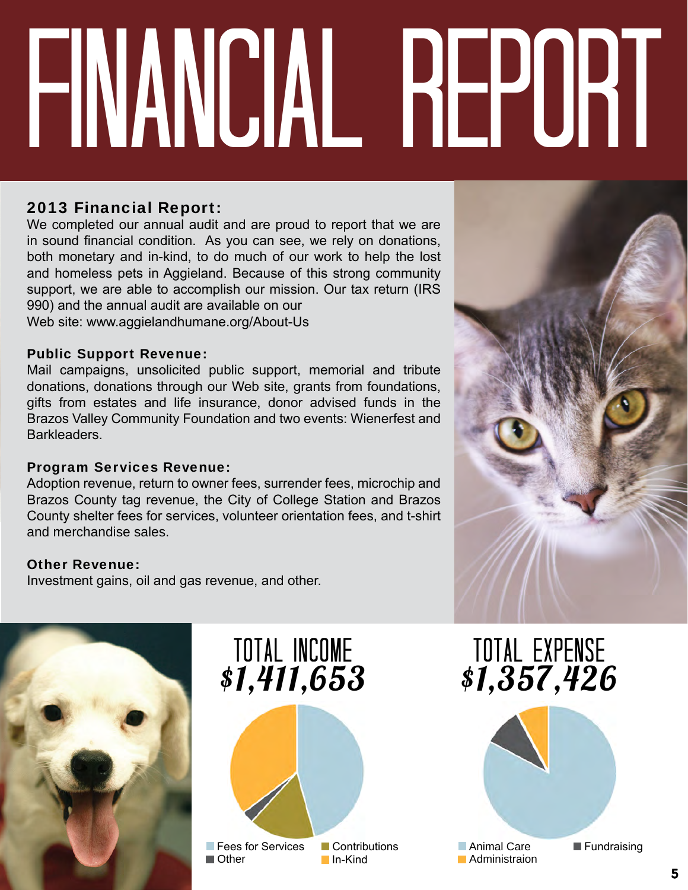# FINANCIAL REPORT

### 2013 Financial Report:

We completed our annual audit and are proud to report that we are in sound financial condition. As you can see, we rely on donations, both monetary and in-kind, to do much of our work to help the lost and homeless pets in Aggieland. Because of this strong community support, we are able to accomplish our mission. Our tax return (IRS 990) and the annual audit are available on our
Web site: www.aggielandhumane.org/About-Us

### Public Support Revenue:

Mail campaigns, unsolicited public support, memorial and tribute donations, donations through our Web site, grants from foundations, gifts from estates and life insurance, donor advised funds in the Brazos Valley Community Foundation and two events: Wienerfest and Barkleaders.

### Program Services Revenue:

Adoption revenue, return to owner fees, surrender fees, microchip and Brazos County tag revenue, the City of College Station and Brazos County shelter fees for services, volunteer orientation fees, and t-shirt and merchandise sales.

### Other Revenue:

Investment gains, oil and gas revenue, and other.

## TOTAL INCOME *$1,411,653*

Fees for Services, Contributions, Other, In-Kind

## TOTAL EXPENSE *$1,357,426*

Animal Care, Fundraising, Administraion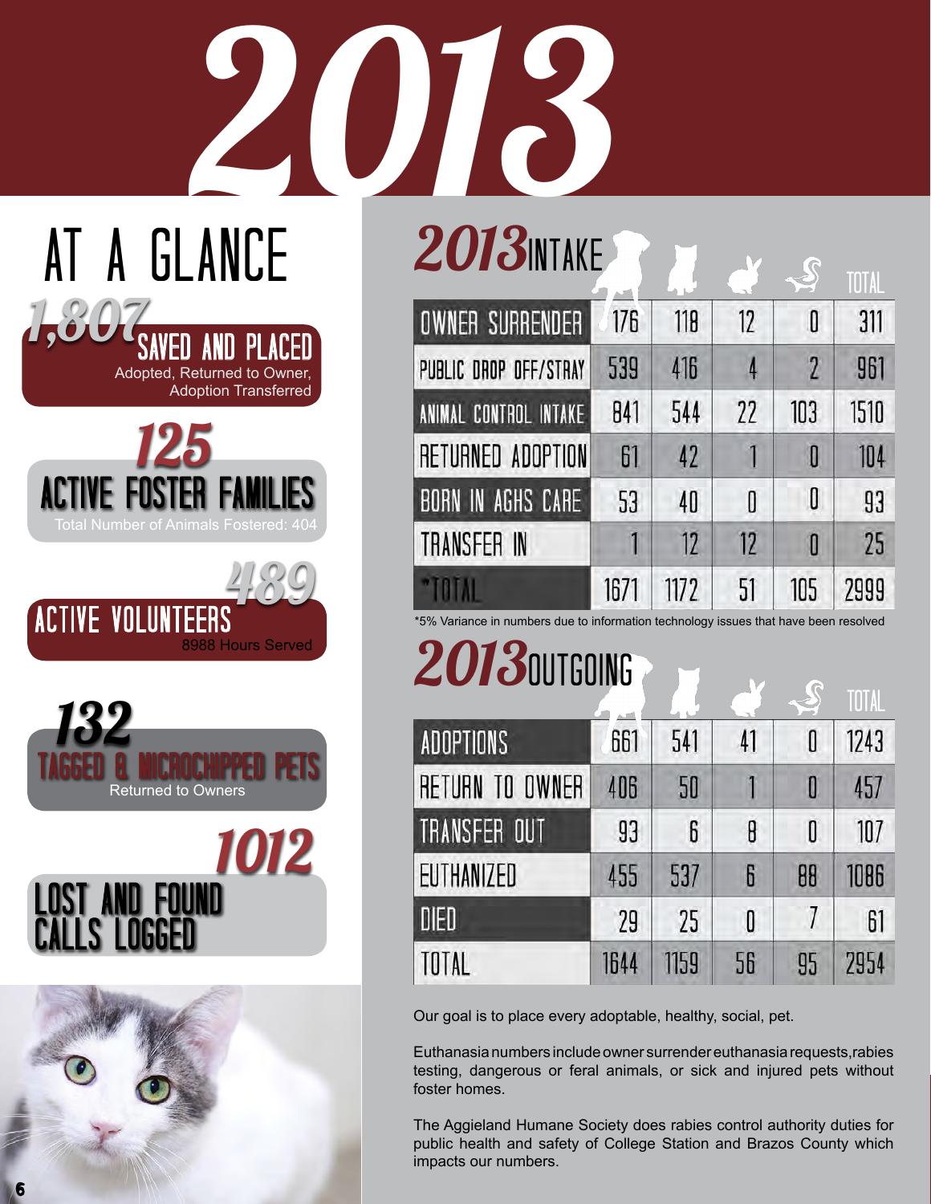# 2013

## AT A GLANCE

**1,807** SAVED AND PLACED
Adopted, Returned to Owner, Adoption Transferred

**125** ACTIVE FOSTER FAMILIES
Total Number of Animals Fostered: 404

**489** ACTIVE VOLUNTEERS
8988 Hours Served

**132** TAGGED & MICROCHIPPED PETS
Returned to Owners

**1012** LOST AND FOUND CALLS LOGGED

## 2013 INTAKE

| | Dogs | Cats | Rabbits | Other | TOTAL |
|---|---|---|---|---|---|
| OWNER SURRENDER | 176 | 118 | 12 | 0 | 311 |
| PUBLIC DROP OFF/STRAY | 539 | 416 | 4 | 2 | 961 |
| ANIMAL CONTROL INTAKE | 841 | 544 | 22 | 103 | 1510 |
| RETURNED ADOPTION | 61 | 42 | 1 | 0 | 104 |
| BORN IN AGHS CARE | 53 | 40 | 0 | 0 | 93 |
| TRANSFER IN | 1 | 12 | 12 | 0 | 25 |
| *TOTAL | 1671 | 1172 | 51 | 105 | 2999 |

*5% Variance in numbers due to information technology issues that have been resolved

## 2013 OUTGOING

| | Dogs | Cats | Rabbits | Other | TOTAL |
|---|---|---|---|---|---|
| ADOPTIONS | 661 | 541 | 41 | 0 | 1243 |
| RETURN TO OWNER | 406 | 50 | 1 | 0 | 457 |
| TRANSFER OUT | 93 | 6 | 8 | 0 | 107 |
| EUTHANIZED | 455 | 537 | 6 | 88 | 1086 |
| DIED | 29 | 25 | 0 | 7 | 61 |
| TOTAL | 1644 | 1159 | 56 | 95 | 2954 |

Our goal is to place every adoptable, healthy, social, pet.

Euthanasia numbers include owner surrender euthanasia requests, rabies testing, dangerous or feral animals, or sick and injured pets without foster homes.

The Aggieland Humane Society does rabies control authority duties for public health and safety of College Station and Brazos County which impacts our numbers.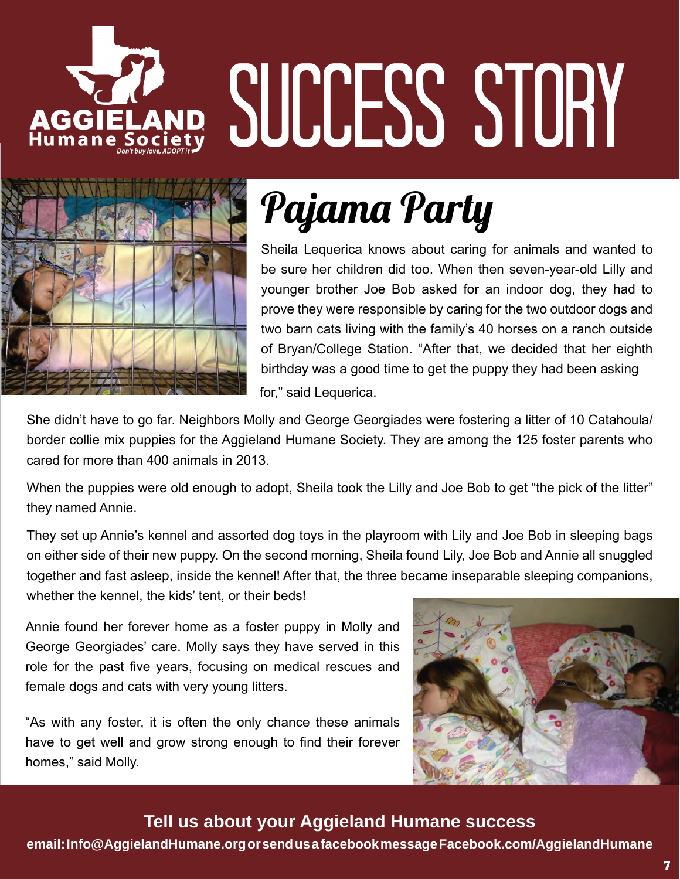# SUCCESS STORY

## Pajama Party

Sheila Lequerica knows about caring for animals and wanted to be sure her children did too. When then seven-year-old Lilly and younger brother Joe Bob asked for an indoor dog, they had to prove they were responsible by caring for the two outdoor dogs and two barn cats living with the family's 40 horses on a ranch outside of Bryan/College Station. "After that, we decided that her eighth birthday was a good time to get the puppy they had been asking for," said Lequerica.

She didn't have to go far. Neighbors Molly and George Georgiades were fostering a litter of 10 Catahoula/border collie mix puppies for the Aggieland Humane Society. They are among the 125 foster parents who cared for more than 400 animals in 2013.

When the puppies were old enough to adopt, Sheila took the Lilly and Joe Bob to get "the pick of the litter" they named Annie.

They set up Annie's kennel and assorted dog toys in the playroom with Lily and Joe Bob in sleeping bags on either side of their new puppy. On the second morning, Sheila found Lily, Joe Bob and Annie all snuggled together and fast asleep, inside the kennel! After that, the three became inseparable sleeping companions, whether the kennel, the kids' tent, or their beds!

Annie found her forever home as a foster puppy in Molly and George Georgiades' care. Molly says they have served in this role for the past five years, focusing on medical rescues and female dogs and cats with very young litters.

"As with any foster, it is often the only chance these animals have to get well and grow strong enough to find their forever homes," said Molly.

**Tell us about your Aggieland Humane success**

**email: Info@AggielandHumane.org or send us a facebook message Facebook.com/AggielandHumane**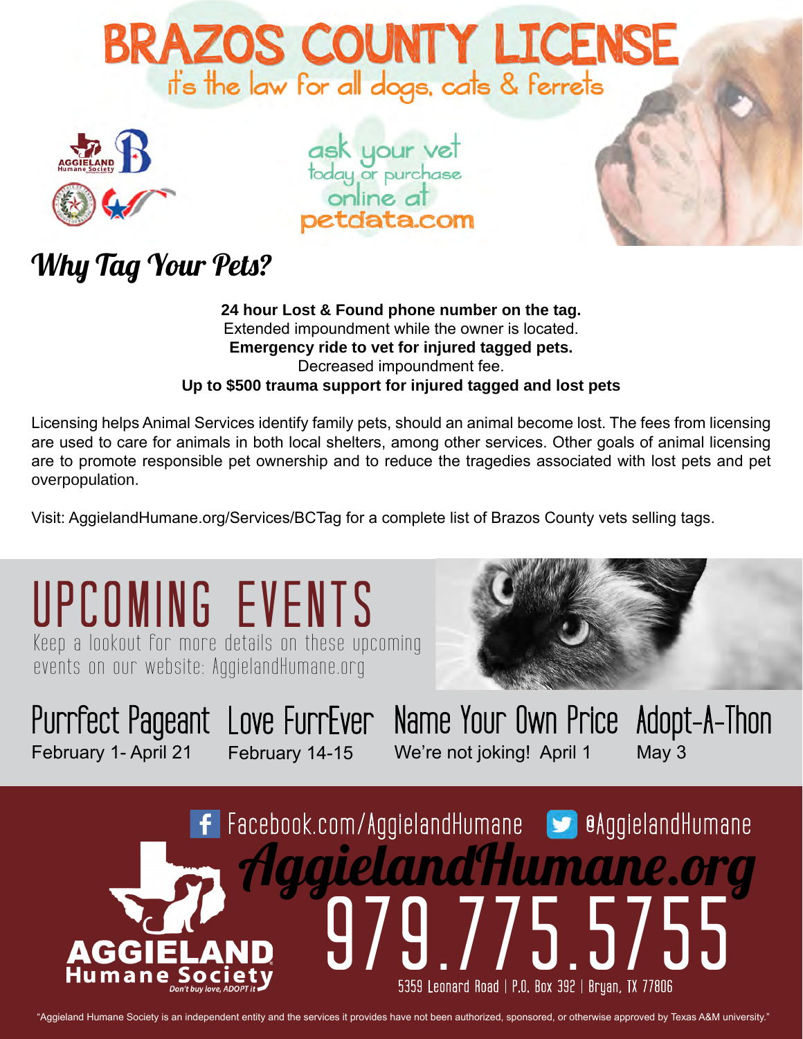# BRAZOS COUNTY LICENSE

it's the law for all dogs, cats & ferrets

ask your vet today or purchase online at petdata.com

## Why Tag Your Pets?

**24 hour Lost & Found phone number on the tag.**
Extended impoundment while the owner is located.
**Emergency ride to vet for injured tagged pets.**
Decreased impoundment fee.
**Up to $500 trauma support for injured tagged and lost pets**

Licensing helps Animal Services identify family pets, should an animal become lost. The fees from licensing are used to care for animals in both local shelters, among other services. Other goals of animal licensing are to promote responsible pet ownership and to reduce the tragedies associated with lost pets and pet overpopulation.

Visit: AggielandHumane.org/Services/BCTag for a complete list of Brazos County vets selling tags.

## UPCOMING EVENTS

Keep a lookout for more details on these upcoming events on our website: AggielandHumane.org

**Purrfect Pageant**
February 1- April 21

**Love FurrEver**
February 14-15

**Name Your Own Price**
We're not joking! April 1

**Adopt-A-Thon**
May 3

Facebook.com/AggielandHumane @AggielandHumane

AggielandHumane.org

979.775.5755

AGGIELAND Humane Society
Don't buy love, ADOPT it

5359 Leonard Road | P.O. Box 392 | Bryan, TX 77806

"Aggieland Humane Society is an independent entity and the services it provides have not been authorized, sponsored, or otherwise approved by Texas A&M university."